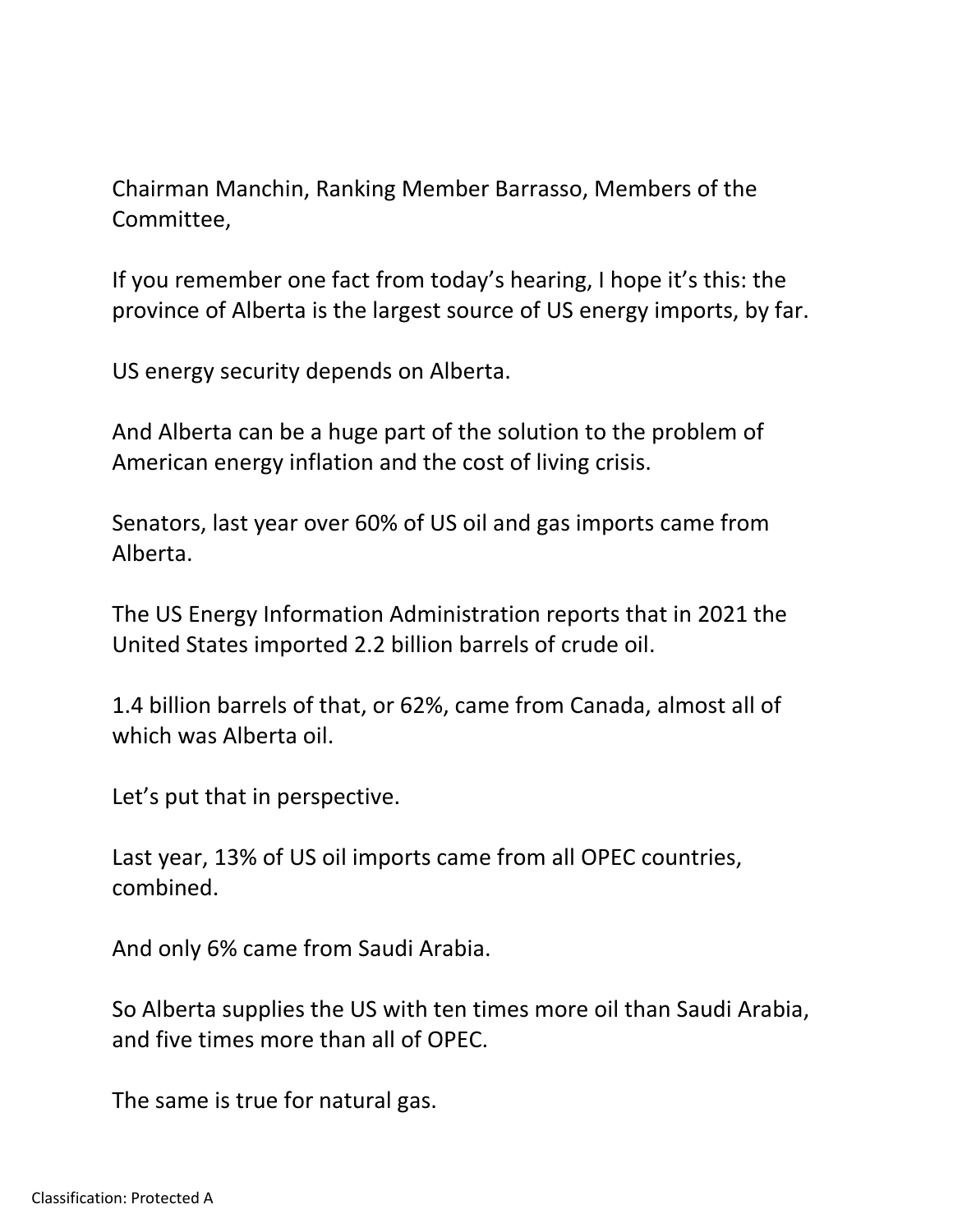Chairman Manchin, Ranking Member Barrasso, Members of the Committee,

If you remember one fact from today's hearing, I hope it's this: the province of Alberta is the largest source of US energy imports, by far.

US energy security depends on Alberta.

And Alberta can be a huge part of the solution to the problem of American energy inflation and the cost of living crisis.

Senators, last year over 60% of US oil and gas imports came from Alberta.

The US Energy Information Administration reports that in 2021 the United States imported 2.2 billion barrels of crude oil.

1.4 billion barrels of that, or 62%, came from Canada, almost all of which was Alberta oil.

Let's put that in perspective.

Last year, 13% of US oil imports came from all OPEC countries, combined.

And only 6% came from Saudi Arabia.

So Alberta supplies the US with ten times more oil than Saudi Arabia, and five times more than all of OPEC.

The same is true for natural gas.

Classification: Protected A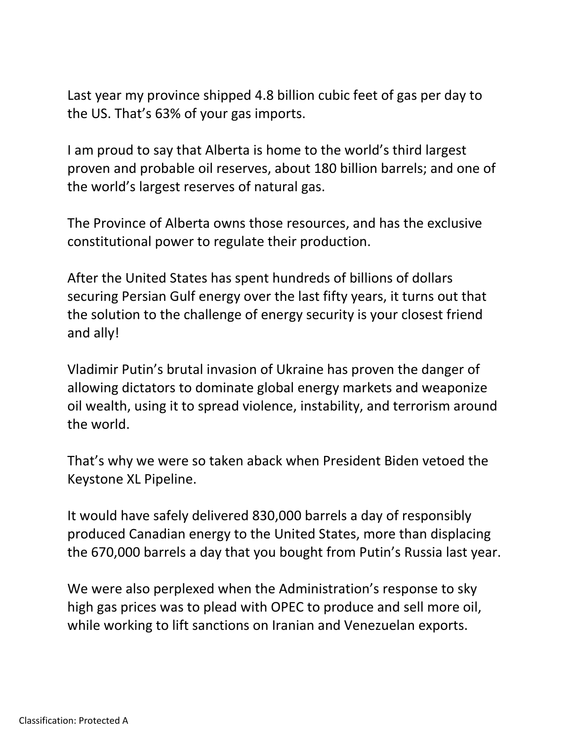Last year my province shipped 4.8 billion cubic feet of gas per day to the US. That's 63% of your gas imports.

I am proud to say that Alberta is home to the world's third largest proven and probable oil reserves, about 180 billion barrels; and one of the world's largest reserves of natural gas.

The Province of Alberta owns those resources, and has the exclusive constitutional power to regulate their production.

After the United States has spent hundreds of billions of dollars securing Persian Gulf energy over the last fifty years, it turns out that the solution to the challenge of energy security is your closest friend and ally!

Vladimir Putin's brutal invasion of Ukraine has proven the danger of allowing dictators to dominate global energy markets and weaponize oil wealth, using it to spread violence, instability, and terrorism around the world.

That's why we were so taken aback when President Biden vetoed the Keystone XL Pipeline.

It would have safely delivered 830,000 barrels a day of responsibly produced Canadian energy to the United States, more than displacing the 670,000 barrels a day that you bought from Putin's Russia last year.

We were also perplexed when the Administration's response to sky high gas prices was to plead with OPEC to produce and sell more oil, while working to lift sanctions on Iranian and Venezuelan exports.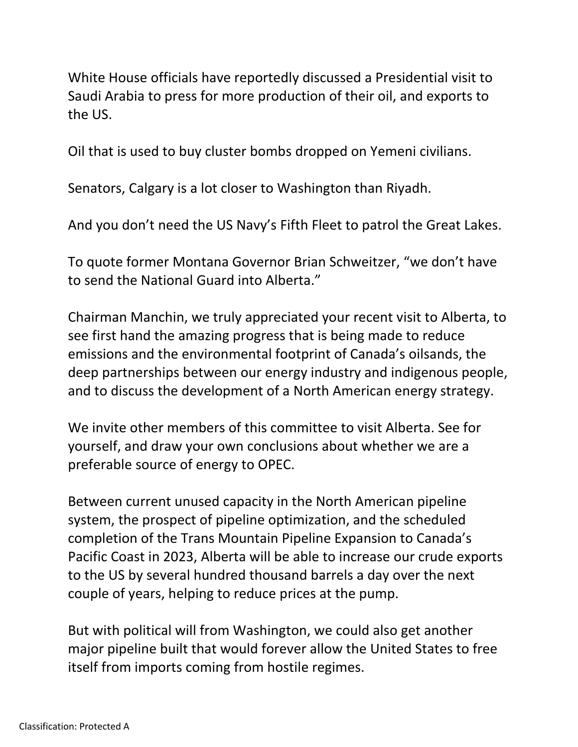White House officials have reportedly discussed a Presidential visit to Saudi Arabia to press for more production of their oil, and exports to the US.

Oil that is used to buy cluster bombs dropped on Yemeni civilians.

Senators, Calgary is a lot closer to Washington than Riyadh.

And you don't need the US Navy's Fifth Fleet to patrol the Great Lakes.

To quote former Montana Governor Brian Schweitzer, "we don't have to send the National Guard into Alberta."

Chairman Manchin, we truly appreciated your recent visit to Alberta, to see first hand the amazing progress that is being made to reduce emissions and the environmental footprint of Canada's oilsands, the deep partnerships between our energy industry and indigenous people, and to discuss the development of a North American energy strategy.

We invite other members of this committee to visit Alberta. See for yourself, and draw your own conclusions about whether we are a preferable source of energy to OPEC.

Between current unused capacity in the North American pipeline system, the prospect of pipeline optimization, and the scheduled completion of the Trans Mountain Pipeline Expansion to Canada's Pacific Coast in 2023, Alberta will be able to increase our crude exports to the US by several hundred thousand barrels a day over the next couple of years, helping to reduce prices at the pump.

But with political will from Washington, we could also get another major pipeline built that would forever allow the United States to free itself from imports coming from hostile regimes.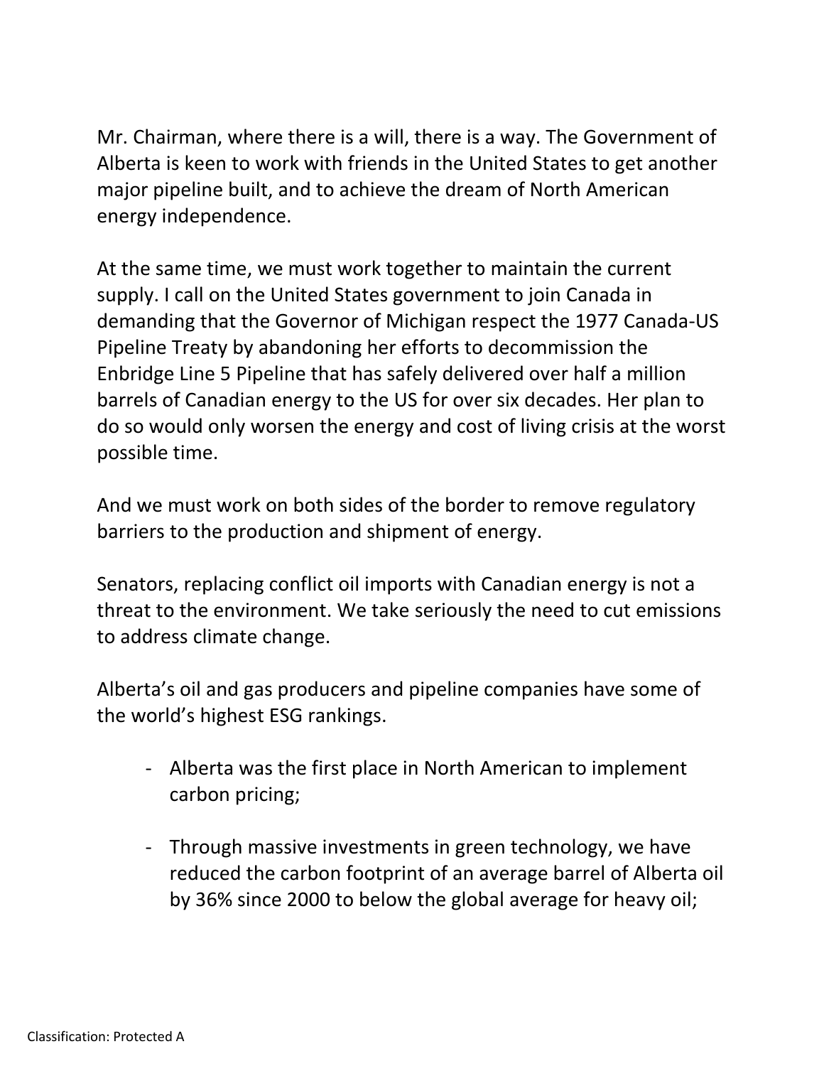Mr. Chairman, where there is a will, there is a way. The Government of Alberta is keen to work with friends in the United States to get another major pipeline built, and to achieve the dream of North American energy independence.

At the same time, we must work together to maintain the current supply. I call on the United States government to join Canada in demanding that the Governor of Michigan respect the 1977 Canada-US Pipeline Treaty by abandoning her efforts to decommission the Enbridge Line 5 Pipeline that has safely delivered over half a million barrels of Canadian energy to the US for over six decades. Her plan to do so would only worsen the energy and cost of living crisis at the worst possible time.

And we must work on both sides of the border to remove regulatory barriers to the production and shipment of energy.

Senators, replacing conflict oil imports with Canadian energy is not a threat to the environment. We take seriously the need to cut emissions to address climate change.

Alberta's oil and gas producers and pipeline companies have some of the world's highest ESG rankings.

- Alberta was the first place in North American to implement carbon pricing;

- Through massive investments in green technology, we have reduced the carbon footprint of an average barrel of Alberta oil by 36% since 2000 to below the global average for heavy oil;

Classification: Protected A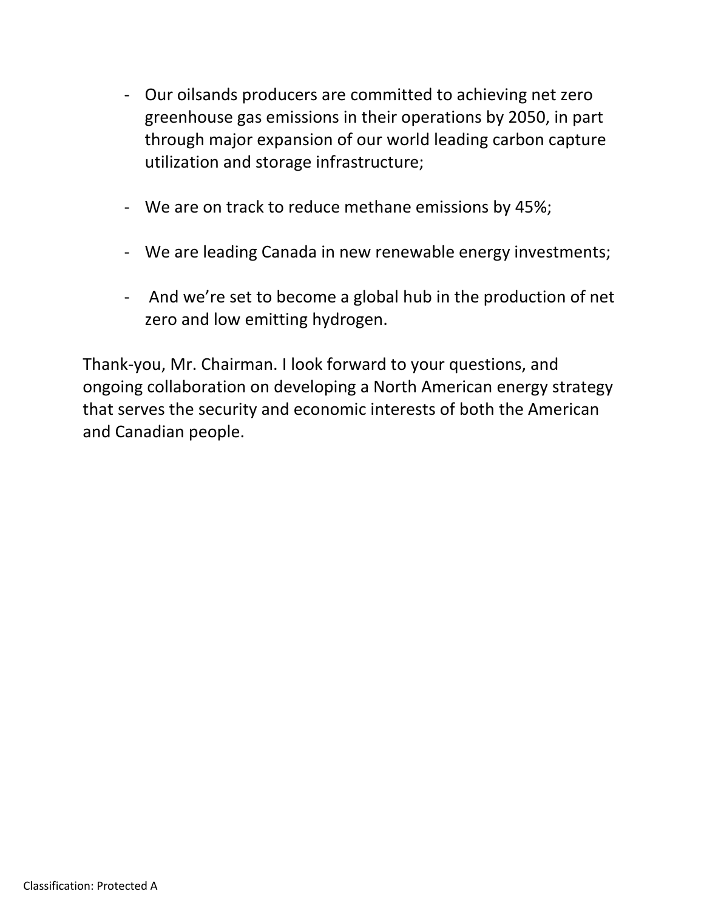- Our oilsands producers are committed to achieving net zero greenhouse gas emissions in their operations by 2050, in part through major expansion of our world leading carbon capture utilization and storage infrastructure;

- We are on track to reduce methane emissions by 45%;

- We are leading Canada in new renewable energy investments;

- And we're set to become a global hub in the production of net zero and low emitting hydrogen.

Thank-you, Mr. Chairman. I look forward to your questions, and ongoing collaboration on developing a North American energy strategy that serves the security and economic interests of both the American and Canadian people.

Classification: Protected A